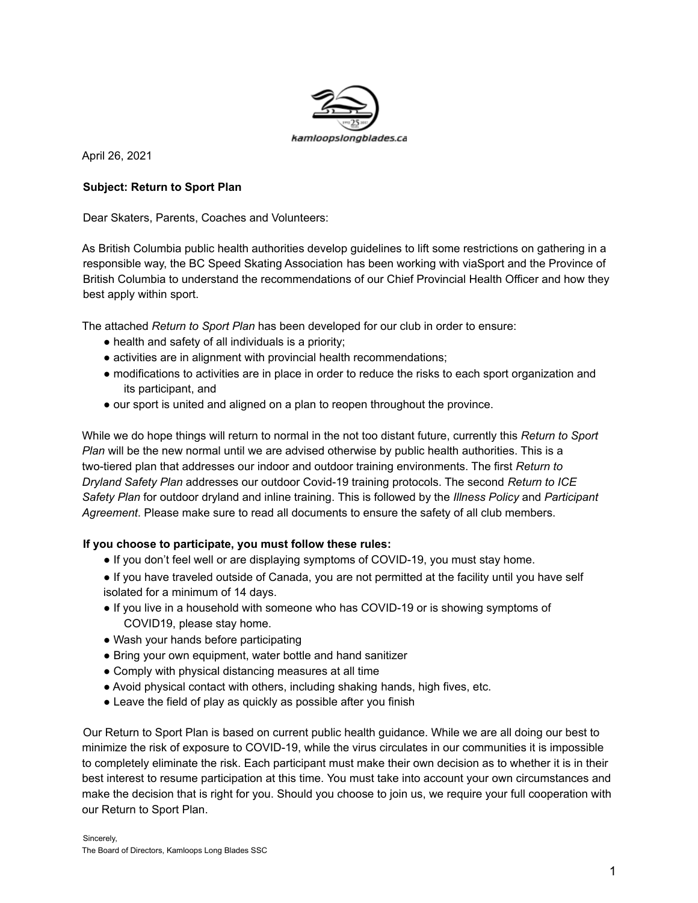kamloopslongblades.ca

April 26, 2021

**Subject: Return to Sport Plan**

Dear Skaters, Parents, Coaches and Volunteers:

As British Columbia public health authorities develop guidelines to lift some restrictions on gathering in a responsible way, the BC Speed Skating Association has been working with viaSport and the Province of British Columbia to understand the recommendations of our Chief Provincial Health Officer and how they best apply within sport.

The attached *Return to Sport Plan* has been developed for our club in order to ensure:

- health and safety of all individuals is a priority;
- activities are in alignment with provincial health recommendations;
- modifications to activities are in place in order to reduce the risks to each sport organization and its participant, and
- our sport is united and aligned on a plan to reopen throughout the province.

While we do hope things will return to normal in the not too distant future, currently this *Return to Sport Plan* will be the new normal until we are advised otherwise by public health authorities. This is a two-tiered plan that addresses our indoor and outdoor training environments. The first *Return to Dryland Safety Plan* addresses our outdoor Covid-19 training protocols. The second *Return to ICE Safety Plan* for outdoor dryland and inline training. This is followed by the *Illness Policy* and *Participant Agreement*. Please make sure to read all documents to ensure the safety of all club members.

**If you choose to participate, you must follow these rules:**

- If you don't feel well or are displaying symptoms of COVID-19, you must stay home.
- If you have traveled outside of Canada, you are not permitted at the facility until you have self isolated for a minimum of 14 days.
- If you live in a household with someone who has COVID-19 or is showing symptoms of COVID19, please stay home.
- Wash your hands before participating
- Bring your own equipment, water bottle and hand sanitizer
- Comply with physical distancing measures at all time
- Avoid physical contact with others, including shaking hands, high fives, etc.
- Leave the field of play as quickly as possible after you finish

Our Return to Sport Plan is based on current public health guidance. While we are all doing our best to minimize the risk of exposure to COVID-19, while the virus circulates in our communities it is impossible to completely eliminate the risk. Each participant must make their own decision as to whether it is in their best interest to resume participation at this time. You must take into account your own circumstances and make the decision that is right for you. Should you choose to join us, we require your full cooperation with our Return to Sport Plan.

Sincerely,
The Board of Directors, Kamloops Long Blades SSC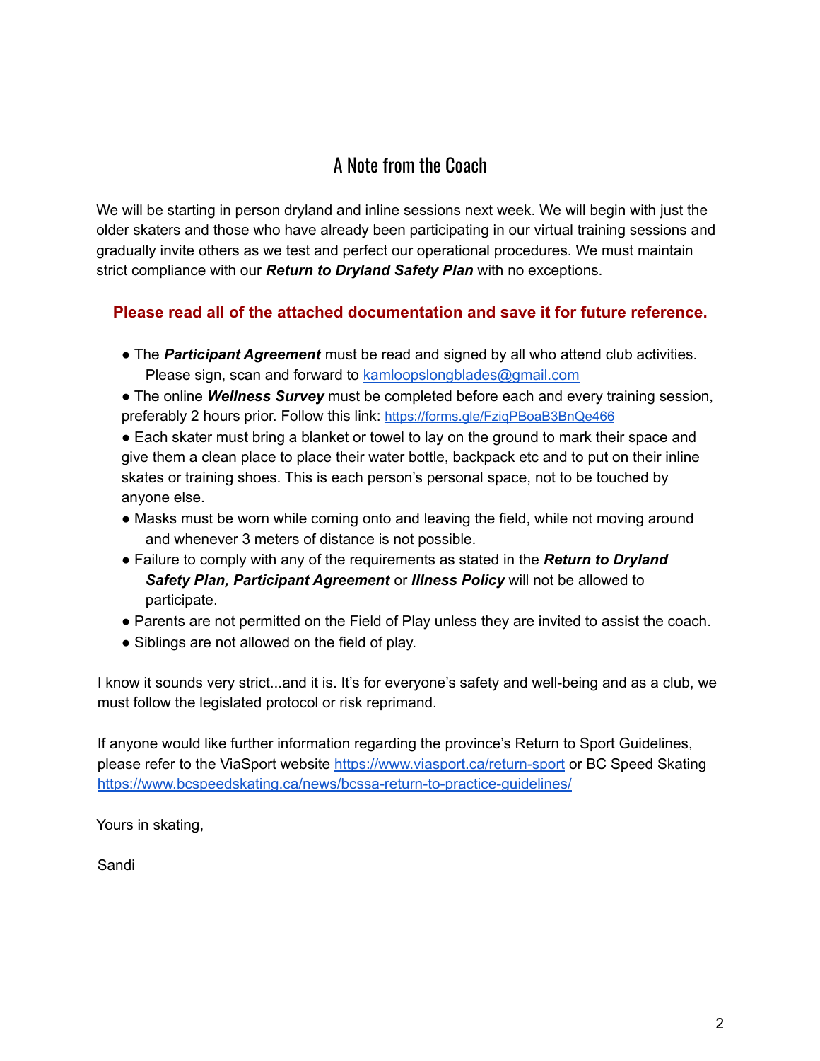# A Note from the Coach

We will be starting in person dryland and inline sessions next week. We will begin with just the older skaters and those who have already been participating in our virtual training sessions and gradually invite others as we test and perfect our operational procedures. We must maintain strict compliance with our ***Return to Dryland Safety Plan*** with no exceptions.

**Please read all of the attached documentation and save it for future reference.**

- The ***Participant Agreement*** must be read and signed by all who attend club activities. Please sign, scan and forward to kamloopslongblades@gmail.com
- The online ***Wellness Survey*** must be completed before each and every training session, preferably 2 hours prior. Follow this link: https://forms.gle/FziqPBoaB3BnQe466
- Each skater must bring a blanket or towel to lay on the ground to mark their space and give them a clean place to place their water bottle, backpack etc and to put on their inline skates or training shoes. This is each person's personal space, not to be touched by anyone else.
- Masks must be worn while coming onto and leaving the field, while not moving around and whenever 3 meters of distance is not possible.
- Failure to comply with any of the requirements as stated in the ***Return to Dryland Safety Plan, Participant Agreement*** or ***Illness Policy*** will not be allowed to participate.
- Parents are not permitted on the Field of Play unless they are invited to assist the coach.
- Siblings are not allowed on the field of play.

I know it sounds very strict...and it is. It's for everyone's safety and well-being and as a club, we must follow the legislated protocol or risk reprimand.

If anyone would like further information regarding the province's Return to Sport Guidelines, please refer to the ViaSport website https://www.viasport.ca/return-sport or BC Speed Skating https://www.bcspeedskating.ca/news/bcssa-return-to-practice-guidelines/

Yours in skating,

Sandi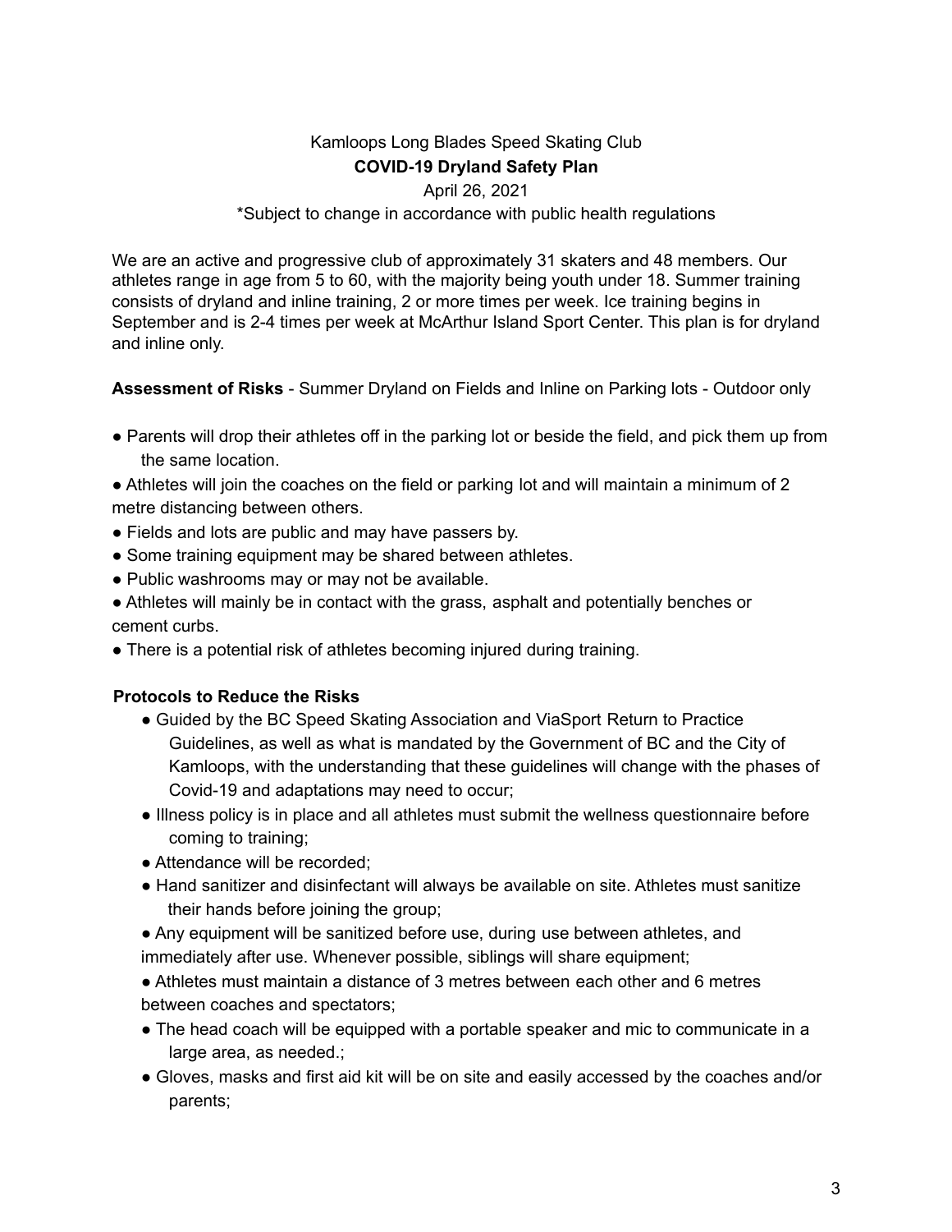Kamloops Long Blades Speed Skating Club

**COVID-19 Dryland Safety Plan**

April 26, 2021

*Subject to change in accordance with public health regulations

We are an active and progressive club of approximately 31 skaters and 48 members. Our athletes range in age from 5 to 60, with the majority being youth under 18. Summer training consists of dryland and inline training, 2 or more times per week. Ice training begins in September and is 2-4 times per week at McArthur Island Sport Center. This plan is for dryland and inline only.

**Assessment of Risks** - Summer Dryland on Fields and Inline on Parking lots - Outdoor only

- Parents will drop their athletes off in the parking lot or beside the field, and pick them up from the same location.
- Athletes will join the coaches on the field or parking lot and will maintain a minimum of 2 metre distancing between others.
- Fields and lots are public and may have passers by.
- Some training equipment may be shared between athletes.
- Public washrooms may or may not be available.
- Athletes will mainly be in contact with the grass, asphalt and potentially benches or cement curbs.
- There is a potential risk of athletes becoming injured during training.

**Protocols to Reduce the Risks**

- Guided by the BC Speed Skating Association and ViaSport Return to Practice Guidelines, as well as what is mandated by the Government of BC and the City of Kamloops, with the understanding that these guidelines will change with the phases of Covid-19 and adaptations may need to occur;
- Illness policy is in place and all athletes must submit the wellness questionnaire before coming to training;
- Attendance will be recorded;
- Hand sanitizer and disinfectant will always be available on site. Athletes must sanitize their hands before joining the group;
- Any equipment will be sanitized before use, during use between athletes, and immediately after use. Whenever possible, siblings will share equipment;
- Athletes must maintain a distance of 3 metres between each other and 6 metres between coaches and spectators;
- The head coach will be equipped with a portable speaker and mic to communicate in a large area, as needed.;
- Gloves, masks and first aid kit will be on site and easily accessed by the coaches and/or parents;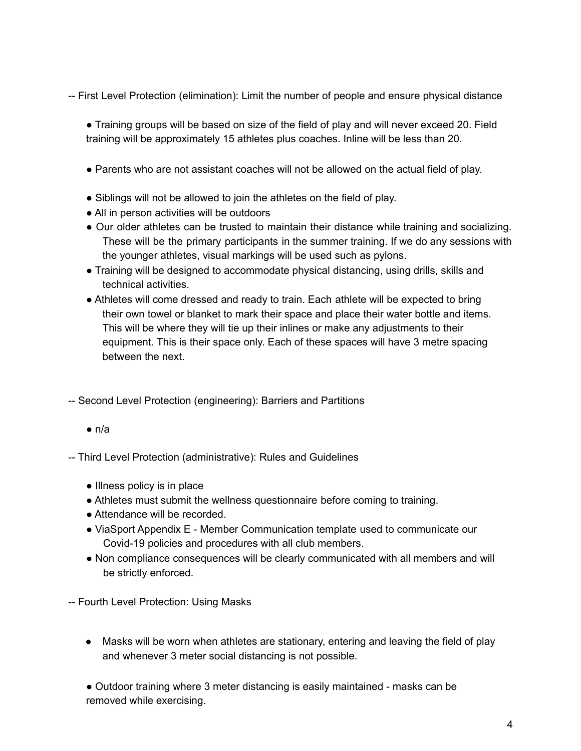-- First Level Protection (elimination): Limit the number of people and ensure physical distance

- Training groups will be based on size of the field of play and will never exceed 20. Field training will be approximately 15 athletes plus coaches. Inline will be less than 20.
- Parents who are not assistant coaches will not be allowed on the actual field of play.
- Siblings will not be allowed to join the athletes on the field of play.
- All in person activities will be outdoors
- Our older athletes can be trusted to maintain their distance while training and socializing. These will be the primary participants in the summer training. If we do any sessions with the younger athletes, visual markings will be used such as pylons.
- Training will be designed to accommodate physical distancing, using drills, skills and technical activities.
- Athletes will come dressed and ready to train. Each athlete will be expected to bring their own towel or blanket to mark their space and place their water bottle and items. This will be where they will tie up their inlines or make any adjustments to their equipment. This is their space only. Each of these spaces will have 3 metre spacing between the next.

-- Second Level Protection (engineering): Barriers and Partitions

- n/a

-- Third Level Protection (administrative): Rules and Guidelines

- Illness policy is in place
- Athletes must submit the wellness questionnaire before coming to training.
- Attendance will be recorded.
- ViaSport Appendix E - Member Communication template used to communicate our Covid-19 policies and procedures with all club members.
- Non compliance consequences will be clearly communicated with all members and will be strictly enforced.

-- Fourth Level Protection: Using Masks

- Masks will be worn when athletes are stationary, entering and leaving the field of play and whenever 3 meter social distancing is not possible.
- Outdoor training where 3 meter distancing is easily maintained - masks can be removed while exercising.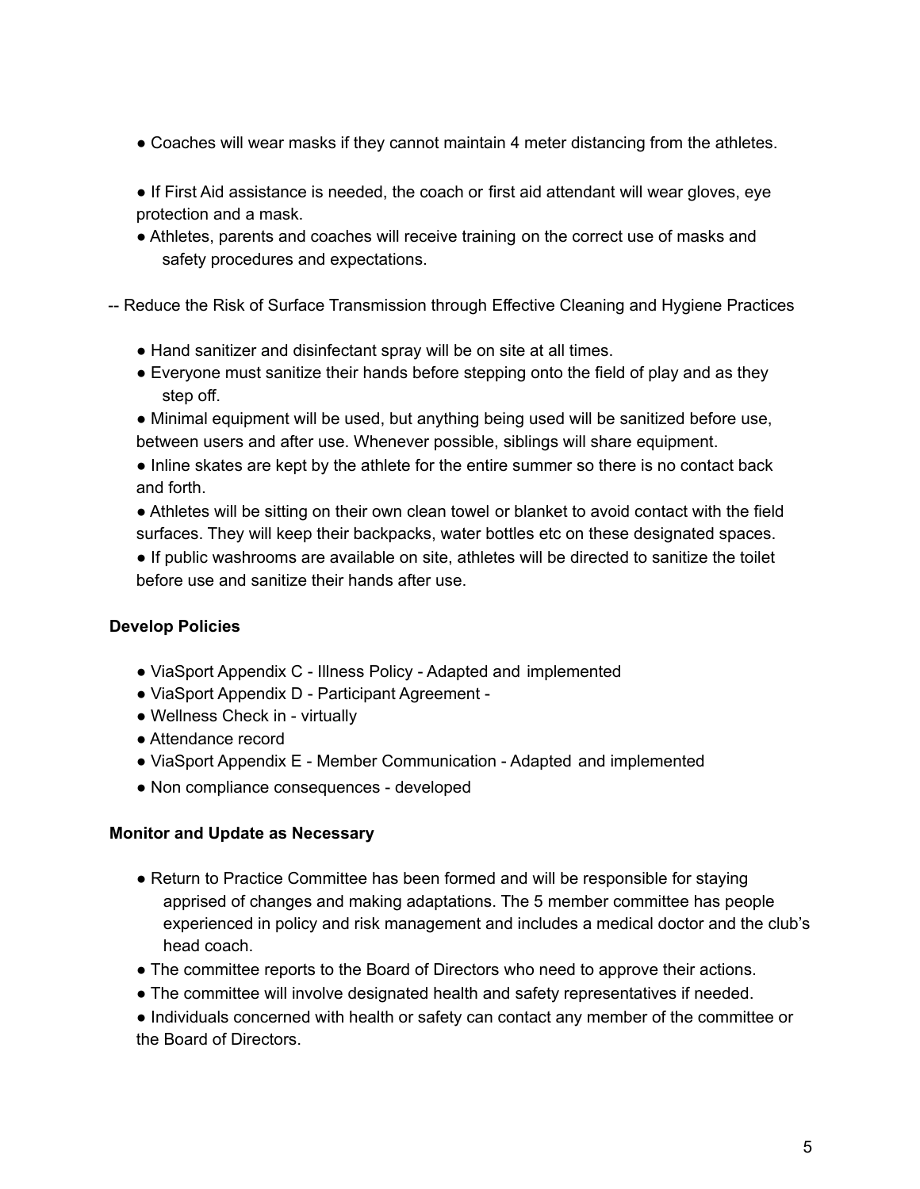- Coaches will wear masks if they cannot maintain 4 meter distancing from the athletes.
- If First Aid assistance is needed, the coach or first aid attendant will wear gloves, eye protection and a mask.
- Athletes, parents and coaches will receive training on the correct use of masks and safety procedures and expectations.

-- Reduce the Risk of Surface Transmission through Effective Cleaning and Hygiene Practices

- Hand sanitizer and disinfectant spray will be on site at all times.
- Everyone must sanitize their hands before stepping onto the field of play and as they step off.
- Minimal equipment will be used, but anything being used will be sanitized before use, between users and after use. Whenever possible, siblings will share equipment.
- Inline skates are kept by the athlete for the entire summer so there is no contact back and forth.
- Athletes will be sitting on their own clean towel or blanket to avoid contact with the field surfaces. They will keep their backpacks, water bottles etc on these designated spaces.
- If public washrooms are available on site, athletes will be directed to sanitize the toilet before use and sanitize their hands after use.

**Develop Policies**

- ViaSport Appendix C - Illness Policy - Adapted and implemented
- ViaSport Appendix D - Participant Agreement -
- Wellness Check in - virtually
- Attendance record
- ViaSport Appendix E - Member Communication - Adapted and implemented
- Non compliance consequences - developed

**Monitor and Update as Necessary**

- Return to Practice Committee has been formed and will be responsible for staying apprised of changes and making adaptations. The 5 member committee has people experienced in policy and risk management and includes a medical doctor and the club's head coach.
- The committee reports to the Board of Directors who need to approve their actions.
- The committee will involve designated health and safety representatives if needed.
- Individuals concerned with health or safety can contact any member of the committee or the Board of Directors.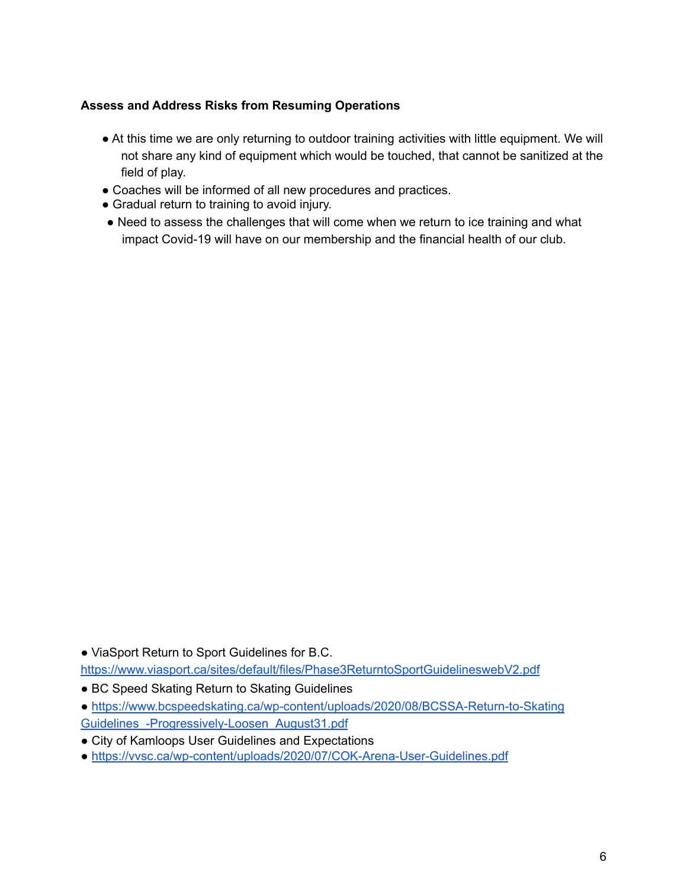**Assess and Address Risks from Resuming Operations**

- At this time we are only returning to outdoor training activities with little equipment. We will not share any kind of equipment which would be touched, that cannot be sanitized at the field of play.
- Coaches will be informed of all new procedures and practices.
- Gradual return to training to avoid injury.
- Need to assess the challenges that will come when we return to ice training and what impact Covid-19 will have on our membership and the financial health of our club.

- ViaSport Return to Sport Guidelines for B.C.
https://www.viasport.ca/sites/default/files/Phase3ReturntoSportGuidelineswebV2.pdf
- BC Speed Skating Return to Skating Guidelines
- https://www.bcspeedskating.ca/wp-content/uploads/2020/08/BCSSA-Return-to-Skating Guidelines_-Progressively-Loosen_August31.pdf
- City of Kamloops User Guidelines and Expectations
- https://vvsc.ca/wp-content/uploads/2020/07/COK-Arena-User-Guidelines.pdf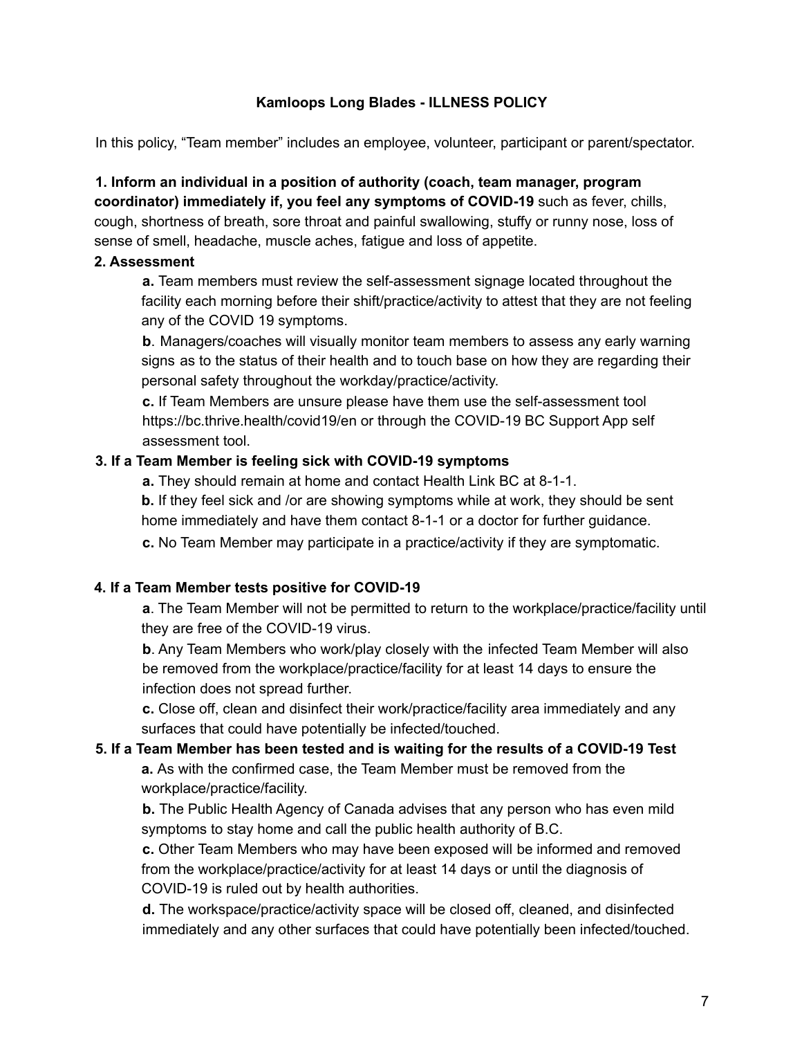## Kamloops Long Blades - ILLNESS POLICY

In this policy, “Team member” includes an employee, volunteer, participant or parent/spectator.

**1. Inform an individual in a position of authority (coach, team manager, program coordinator) immediately if, you feel any symptoms of COVID-19** such as fever, chills, cough, shortness of breath, sore throat and painful swallowing, stuffy or runny nose, loss of sense of smell, headache, muscle aches, fatigue and loss of appetite.

**2. Assessment**

**a.** Team members must review the self-assessment signage located throughout the facility each morning before their shift/practice/activity to attest that they are not feeling any of the COVID 19 symptoms.

**b**. Managers/coaches will visually monitor team members to assess any early warning signs as to the status of their health and to touch base on how they are regarding their personal safety throughout the workday/practice/activity.

**c.** If Team Members are unsure please have them use the self-assessment tool https://bc.thrive.health/covid19/en or through the COVID-19 BC Support App self assessment tool.

**3. If a Team Member is feeling sick with COVID-19 symptoms**

**a.** They should remain at home and contact Health Link BC at 8-1-1.

**b.** If they feel sick and /or are showing symptoms while at work, they should be sent home immediately and have them contact 8-1-1 or a doctor for further guidance.

**c.** No Team Member may participate in a practice/activity if they are symptomatic.

**4. If a Team Member tests positive for COVID-19**

**a**. The Team Member will not be permitted to return to the workplace/practice/facility until they are free of the COVID-19 virus.

**b**. Any Team Members who work/play closely with the infected Team Member will also be removed from the workplace/practice/facility for at least 14 days to ensure the infection does not spread further.

**c.** Close off, clean and disinfect their work/practice/facility area immediately and any surfaces that could have potentially be infected/touched.

**5. If a Team Member has been tested and is waiting for the results of a COVID-19 Test**

**a.** As with the confirmed case, the Team Member must be removed from the workplace/practice/facility.

**b.** The Public Health Agency of Canada advises that any person who has even mild symptoms to stay home and call the public health authority of B.C.

**c.** Other Team Members who may have been exposed will be informed and removed from the workplace/practice/activity for at least 14 days or until the diagnosis of COVID-19 is ruled out by health authorities.

**d.** The workspace/practice/activity space will be closed off, cleaned, and disinfected immediately and any other surfaces that could have potentially been infected/touched.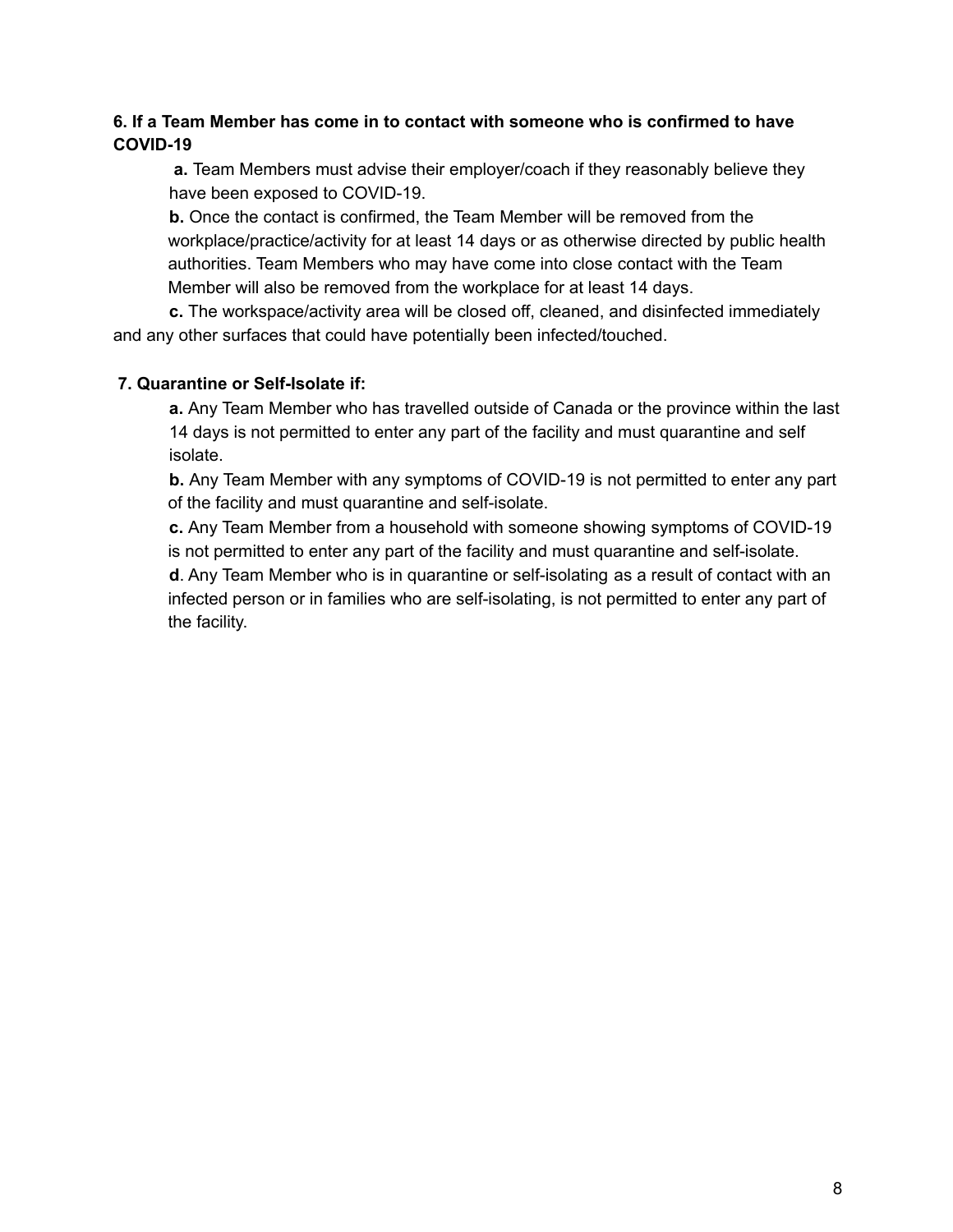**6. If a Team Member has come in to contact with someone who is confirmed to have COVID-19**

**a.** Team Members must advise their employer/coach if they reasonably believe they have been exposed to COVID-19.

**b.** Once the contact is confirmed, the Team Member will be removed from the workplace/practice/activity for at least 14 days or as otherwise directed by public health authorities. Team Members who may have come into close contact with the Team Member will also be removed from the workplace for at least 14 days.

**c.** The workspace/activity area will be closed off, cleaned, and disinfected immediately and any other surfaces that could have potentially been infected/touched.

**7. Quarantine or Self-Isolate if:**

**a.** Any Team Member who has travelled outside of Canada or the province within the last 14 days is not permitted to enter any part of the facility and must quarantine and self isolate.

**b.** Any Team Member with any symptoms of COVID-19 is not permitted to enter any part of the facility and must quarantine and self-isolate.

**c.** Any Team Member from a household with someone showing symptoms of COVID-19 is not permitted to enter any part of the facility and must quarantine and self-isolate.

**d**. Any Team Member who is in quarantine or self-isolating as a result of contact with an infected person or in families who are self-isolating, is not permitted to enter any part of the facility.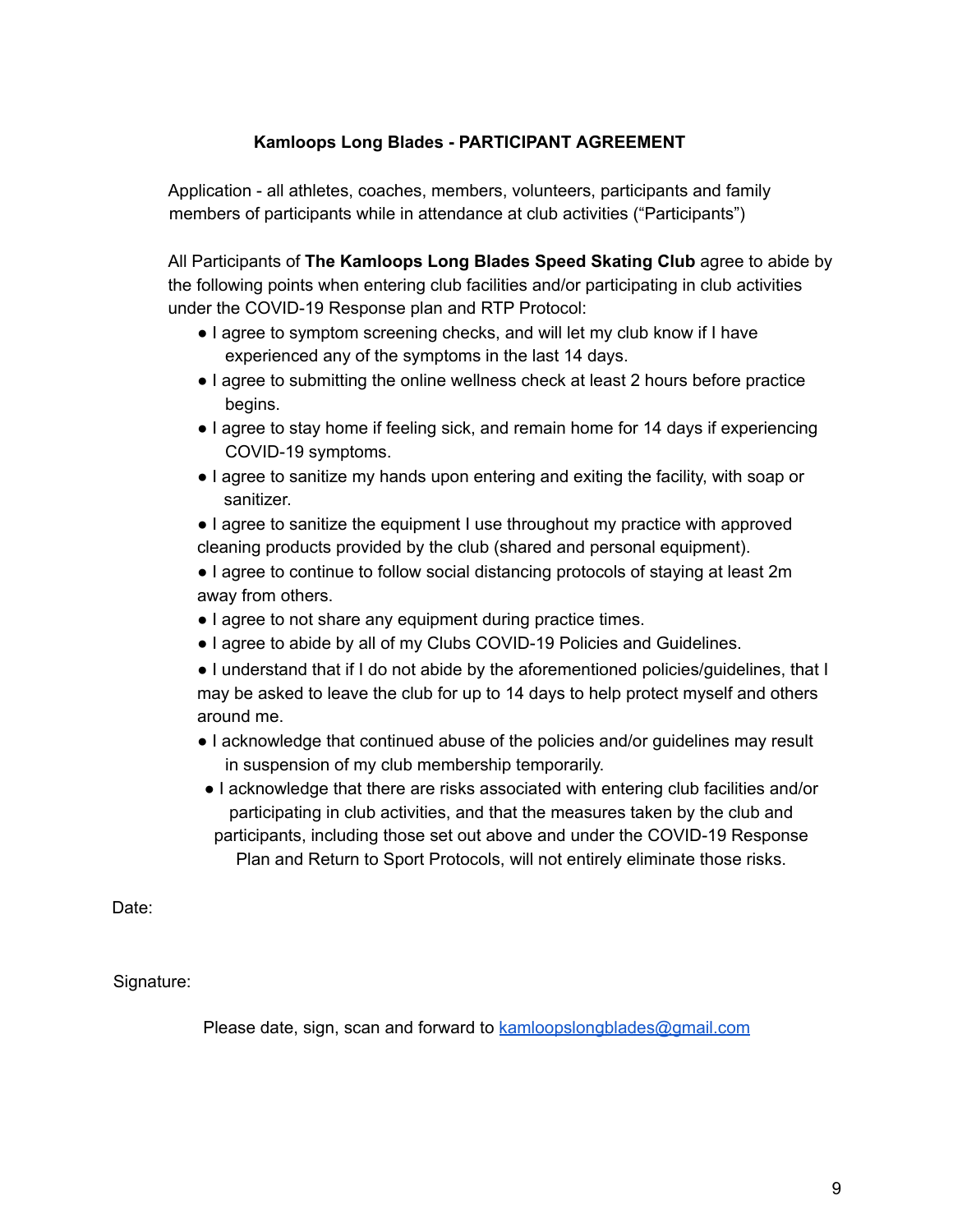**Kamloops Long Blades - PARTICIPANT AGREEMENT**

Application - all athletes, coaches, members, volunteers, participants and family members of participants while in attendance at club activities ("Participants")

All Participants of **The Kamloops Long Blades Speed Skating Club** agree to abide by the following points when entering club facilities and/or participating in club activities under the COVID-19 Response plan and RTP Protocol:

- I agree to symptom screening checks, and will let my club know if I have experienced any of the symptoms in the last 14 days.
- I agree to submitting the online wellness check at least 2 hours before practice begins.
- I agree to stay home if feeling sick, and remain home for 14 days if experiencing COVID-19 symptoms.
- I agree to sanitize my hands upon entering and exiting the facility, with soap or sanitizer.
- I agree to sanitize the equipment I use throughout my practice with approved cleaning products provided by the club (shared and personal equipment).
- I agree to continue to follow social distancing protocols of staying at least 2m away from others.
- I agree to not share any equipment during practice times.
- I agree to abide by all of my Clubs COVID-19 Policies and Guidelines.
- I understand that if I do not abide by the aforementioned policies/guidelines, that I may be asked to leave the club for up to 14 days to help protect myself and others around me.
- I acknowledge that continued abuse of the policies and/or guidelines may result in suspension of my club membership temporarily.
- I acknowledge that there are risks associated with entering club facilities and/or participating in club activities, and that the measures taken by the club and participants, including those set out above and under the COVID-19 Response Plan and Return to Sport Protocols, will not entirely eliminate those risks.

Date:

Signature:

Please date, sign, scan and forward to kamloopslongblades@gmail.com